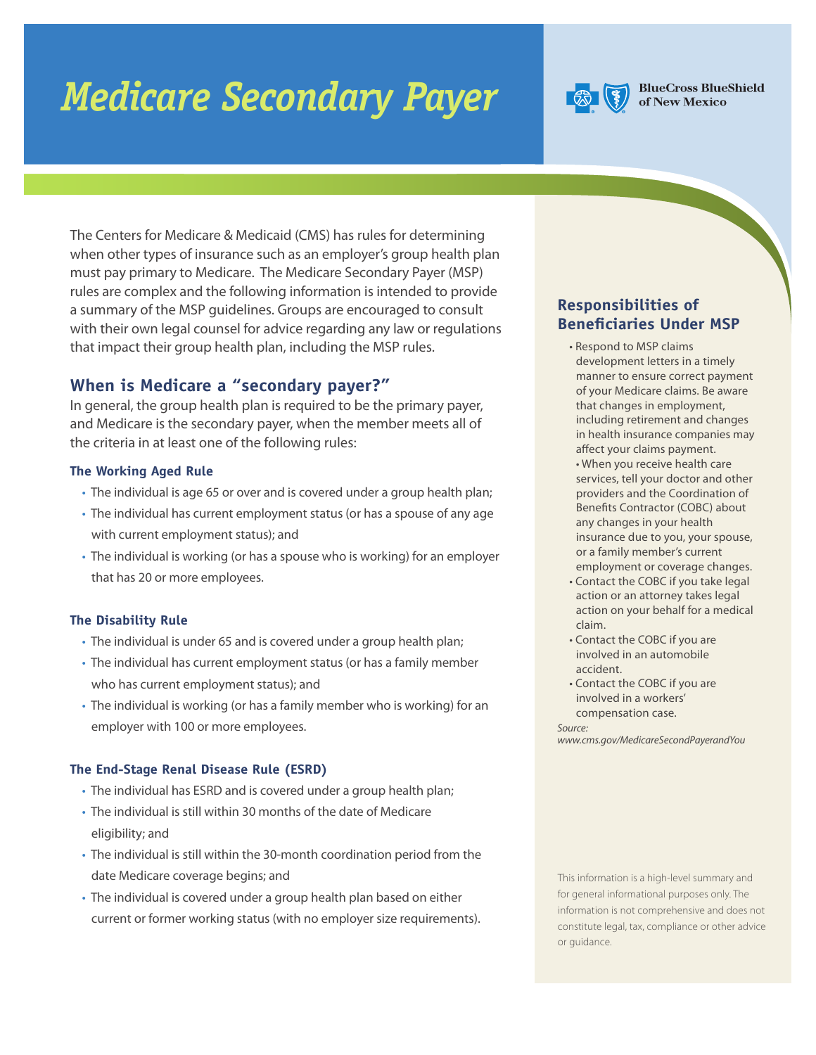# Medicare Secondary Payer

BlueCross BlueShield of New Mexico

The Centers for Medicare & Medicaid (CMS) has rules for determining when other types of insurance such as an employer's group health plan must pay primary to Medicare. The Medicare Secondary Payer (MSP) rules are complex and the following information is intended to provide a summary of the MSP guidelines. Groups are encouraged to consult with their own legal counsel for advice regarding any law or regulations that impact their group health plan, including the MSP rules.

## When is Medicare a "secondary payer?"

In general, the group health plan is required to be the primary payer, and Medicare is the secondary payer, when the member meets all of the criteria in at least one of the following rules:

### The Working Aged Rule

- The individual is age 65 or over and is covered under a group health plan;
- The individual has current employment status (or has a spouse of any age with current employment status); and
- The individual is working (or has a spouse who is working) for an employer that has 20 or more employees.

### The Disability Rule

- The individual is under 65 and is covered under a group health plan;
- The individual has current employment status (or has a family member who has current employment status); and
- The individual is working (or has a family member who is working) for an employer with 100 or more employees.

### The End-Stage Renal Disease Rule (ESRD)

- The individual has ESRD and is covered under a group health plan;
- The individual is still within 30 months of the date of Medicare eligibility; and
- The individual is still within the 30-month coordination period from the date Medicare coverage begins; and
- The individual is covered under a group health plan based on either current or former working status (with no employer size requirements).

## Responsibilities of Beneficiaries Under MSP

- Respond to MSP claims development letters in a timely manner to ensure correct payment of your Medicare claims. Be aware that changes in employment, including retirement and changes in health insurance companies may affect your claims payment.
- When you receive health care services, tell your doctor and other providers and the Coordination of Benefits Contractor (COBC) about any changes in your health insurance due to you, your spouse, or a family member's current employment or coverage changes.
- Contact the COBC if you take legal action or an attorney takes legal action on your behalf for a medical claim.
- Contact the COBC if you are involved in an automobile accident.
- Contact the COBC if you are involved in a workers' compensation case.

*Source: www.cms.gov/MedicareSecondPayerandYou*

This information is a high-level summary and for general informational purposes only. The information is not comprehensive and does not constitute legal, tax, compliance or other advice or guidance.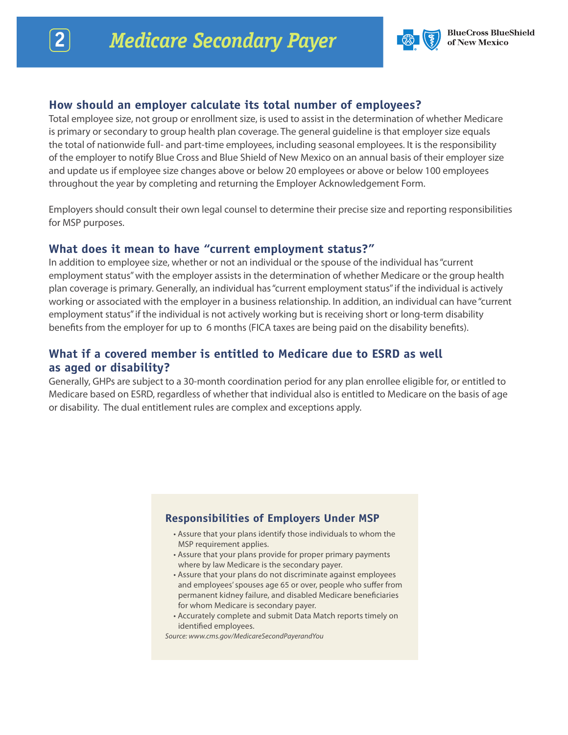# Medicare Secondary Payer

## How should an employer calculate its total number of employees?

Total employee size, not group or enrollment size, is used to assist in the determination of whether Medicare is primary or secondary to group health plan coverage. The general guideline is that employer size equals the total of nationwide full- and part-time employees, including seasonal employees. It is the responsibility of the employer to notify Blue Cross and Blue Shield of New Mexico on an annual basis of their employer size and update us if employee size changes above or below 20 employees or above or below 100 employees throughout the year by completing and returning the Employer Acknowledgement Form.

Employers should consult their own legal counsel to determine their precise size and reporting responsibilities for MSP purposes.

## What does it mean to have "current employment status?"

In addition to employee size, whether or not an individual or the spouse of the individual has "current employment status" with the employer assists in the determination of whether Medicare or the group health plan coverage is primary. Generally, an individual has "current employment status" if the individual is actively working or associated with the employer in a business relationship. In addition, an individual can have "current employment status" if the individual is not actively working but is receiving short or long-term disability benefits from the employer for up to 6 months (FICA taxes are being paid on the disability benefits).

## What if a covered member is entitled to Medicare due to ESRD as well as aged or disability?

Generally, GHPs are subject to a 30-month coordination period for any plan enrollee eligible for, or entitled to Medicare based on ESRD, regardless of whether that individual also is entitled to Medicare on the basis of age or disability. The dual entitlement rules are complex and exceptions apply.

### Responsibilities of Employers Under MSP

- Assure that your plans identify those individuals to whom the MSP requirement applies.
- Assure that your plans provide for proper primary payments where by law Medicare is the secondary payer.
- Assure that your plans do not discriminate against employees and employees' spouses age 65 or over, people who suffer from permanent kidney failure, and disabled Medicare beneficiaries for whom Medicare is secondary payer.
- Accurately complete and submit Data Match reports timely on identified employees.

*Source: www.cms.gov/MedicareSecondPayerandYou*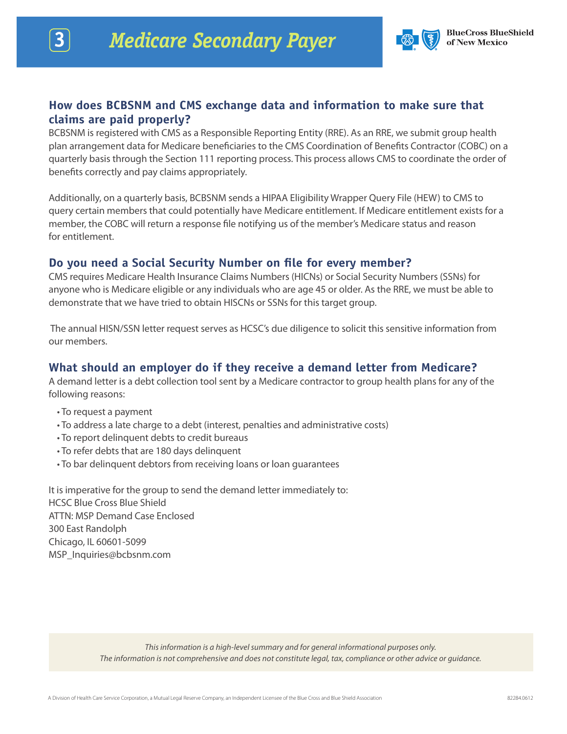# Medicare Secondary Payer

## How does BCBSNM and CMS exchange data and information to make sure that claims are paid properly?

BCBSNM is registered with CMS as a Responsible Reporting Entity (RRE). As an RRE, we submit group health plan arrangement data for Medicare beneficiaries to the CMS Coordination of Benefits Contractor (COBC) on a quarterly basis through the Section 111 reporting process. This process allows CMS to coordinate the order of benefits correctly and pay claims appropriately.

Additionally, on a quarterly basis, BCBSNM sends a HIPAA Eligibility Wrapper Query File (HEW) to CMS to query certain members that could potentially have Medicare entitlement. If Medicare entitlement exists for a member, the COBC will return a response file notifying us of the member's Medicare status and reason for entitlement.

## Do you need a Social Security Number on file for every member?

CMS requires Medicare Health Insurance Claims Numbers (HICNs) or Social Security Numbers (SSNs) for anyone who is Medicare eligible or any individuals who are age 45 or older. As the RRE, we must be able to demonstrate that we have tried to obtain HISCNs or SSNs for this target group.

The annual HISN/SSN letter request serves as HCSC's due diligence to solicit this sensitive information from our members.

## What should an employer do if they receive a demand letter from Medicare?

A demand letter is a debt collection tool sent by a Medicare contractor to group health plans for any of the following reasons:

- To request a payment
- To address a late charge to a debt (interest, penalties and administrative costs)
- To report delinquent debts to credit bureaus
- To refer debts that are 180 days delinquent
- To bar delinquent debtors from receiving loans or loan guarantees

It is imperative for the group to send the demand letter immediately to:
HCSC Blue Cross Blue Shield
ATTN: MSP Demand Case Enclosed
300 East Randolph
Chicago, IL 60601-5099
MSP_Inquiries@bcbsnm.com

*This information is a high-level summary and for general informational purposes only.*
*The information is not comprehensive and does not constitute legal, tax, compliance or other advice or guidance.*

A Division of Health Care Service Corporation, a Mutual Legal Reserve Company, an Independent Licensee of the Blue Cross and Blue Shield Association

82284.0612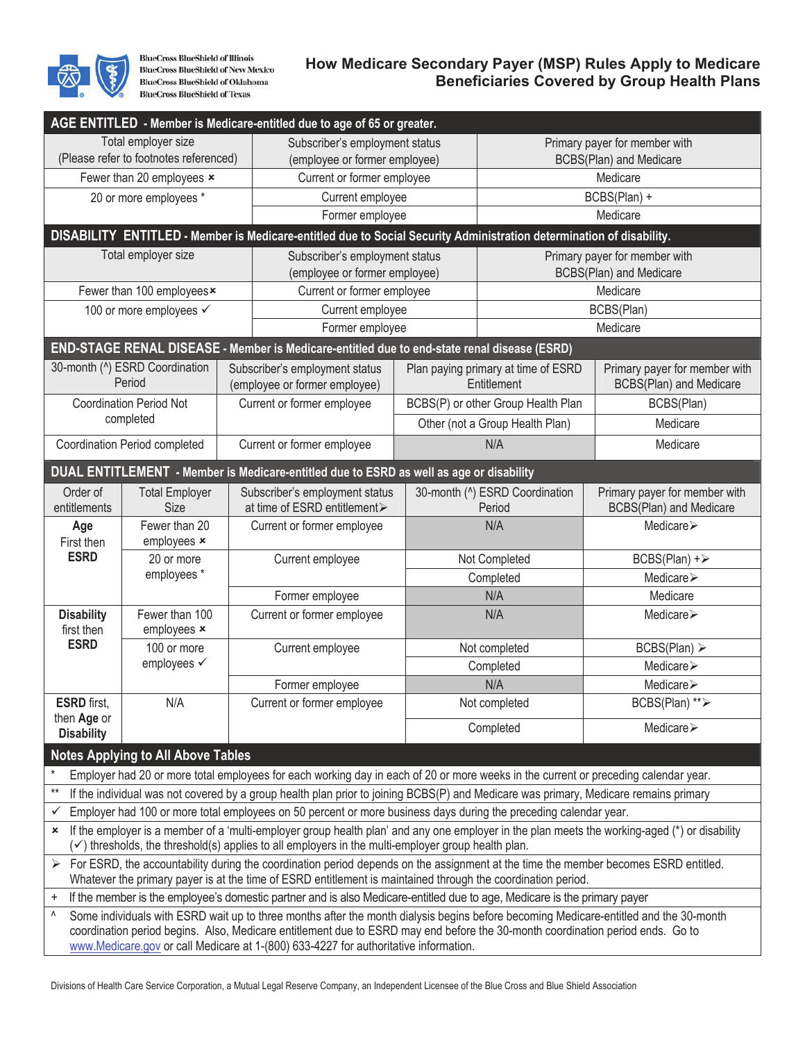BlueCross BlueShield of Illinois
BlueCross BlueShield of New Mexico
BlueCross BlueShield of Oklahoma
BlueCross BlueShield of Texas

# How Medicare Secondary Payer (MSP) Rules Apply to Medicare Beneficiaries Covered by Group Health Plans

## AGE ENTITLED - Member is Medicare-entitled due to age of 65 or greater.

| Total employer size (Please refer to footnotes referenced) | Subscriber's employment status (employee or former employee) | Primary payer for member with BCBS(Plan) and Medicare |
|---|---|---|
| Fewer than 20 employees × | Current or former employee | Medicare |
| 20 or more employees * | Current employee | BCBS(Plan) + |
| | Former employee | Medicare |

## DISABILITY ENTITLED - Member is Medicare-entitled due to Social Security Administration determination of disability.

| Total employer size | Subscriber's employment status (employee or former employee) | Primary payer for member with BCBS(Plan) and Medicare |
|---|---|---|
| Fewer than 100 employees× | Current or former employee | Medicare |
| 100 or more employees ✓ | Current employee | BCBS(Plan) |
| | Former employee | Medicare |

## END-STAGE RENAL DISEASE - Member is Medicare-entitled due to end-state renal disease (ESRD)

| 30-month (^) ESRD Coordination Period | Subscriber's employment status (employee or former employee) | Plan paying primary at time of ESRD Entitlement | Primary payer for member with BCBS(Plan) and Medicare |
|---|---|---|---|
| Coordination Period Not completed | Current or former employee | BCBS(P) or other Group Health Plan | BCBS(Plan) |
| | | Other (not a Group Health Plan) | Medicare |
| Coordination Period completed | Current or former employee | N/A | Medicare |

## DUAL ENTITLEMENT - Member is Medicare-entitled due to ESRD as well as age or disability

| Order of entitlements | Total Employer Size | Subscriber's employment status at time of ESRD entitlement➢ | 30-month (^) ESRD Coordination Period | Primary payer for member with BCBS(Plan) and Medicare |
|---|---|---|---|---|
| **Age** First then **ESRD** | Fewer than 20 employees × | Current or former employee | N/A | Medicare➢ |
| | 20 or more employees * | Current employee | Not Completed | BCBS(Plan) +➢ |
| | | | Completed | Medicare➢ |
| | | Former employee | N/A | Medicare |
| **Disability** first then **ESRD** | Fewer than 100 employees × | Current or former employee | N/A | Medicare➢ |
| | 100 or more employees ✓ | Current employee | Not completed | BCBS(Plan) ➢ |
| | | | Completed | Medicare➢ |
| | | Former employee | N/A | Medicare➢ |
| **ESRD** first, then **Age** or **Disability** | N/A | Current or former employee | Not completed | BCBS(Plan) **➢ |
| | | | Completed | Medicare➢ |

## Notes Applying to All Above Tables

- \* Employer had 20 or more total employees for each working day in each of 20 or more weeks in the current or preceding calendar year.
- ** If the individual was not covered by a group health plan prior to joining BCBS(P) and Medicare was primary, Medicare remains primary
- ✓ Employer had 100 or more total employees on 50 percent or more business days during the preceding calendar year.
- × If the employer is a member of a 'multi-employer group health plan' and any one employer in the plan meets the working-aged (*) or disability (✓) thresholds, the threshold(s) applies to all employers in the multi-employer group health plan.
- ➢ For ESRD, the accountability during the coordination period depends on the assignment at the time the member becomes ESRD entitled. Whatever the primary payer is at the time of ESRD entitlement is maintained through the coordination period.
- \+ If the member is the employee's domestic partner and is also Medicare-entitled due to age, Medicare is the primary payer
- ^ Some individuals with ESRD wait up to three months after the month dialysis begins before becoming Medicare-entitled and the 30-month coordination period begins. Also, Medicare entitlement due to ESRD may end before the 30-month coordination period ends. Go to www.Medicare.gov or call Medicare at 1-(800) 633-4227 for authoritative information.

Divisions of Health Care Service Corporation, a Mutual Legal Reserve Company, an Independent Licensee of the Blue Cross and Blue Shield Association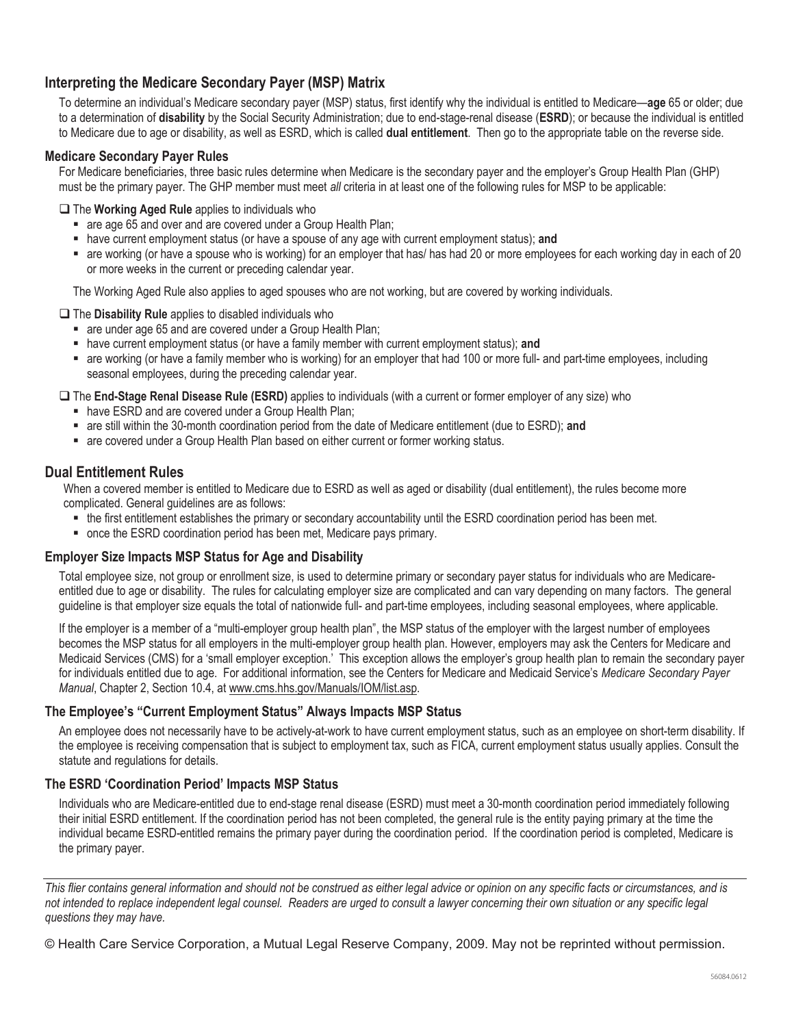## Interpreting the Medicare Secondary Payer (MSP) Matrix

To determine an individual's Medicare secondary payer (MSP) status, first identify why the individual is entitled to Medicare—**age** 65 or older; due to a determination of **disability** by the Social Security Administration; due to end-stage-renal disease (**ESRD**); or because the individual is entitled to Medicare due to age or disability, as well as ESRD, which is called **dual entitlement**. Then go to the appropriate table on the reverse side.

### Medicare Secondary Payer Rules

For Medicare beneficiaries, three basic rules determine when Medicare is the secondary payer and the employer's Group Health Plan (GHP) must be the primary payer. The GHP member must meet *all* criteria in at least one of the following rules for MSP to be applicable:

❑ The **Working Aged Rule** applies to individuals who

- are age 65 and over and are covered under a Group Health Plan;
- have current employment status (or have a spouse of any age with current employment status); **and**
- are working (or have a spouse who is working) for an employer that has/ has had 20 or more employees for each working day in each of 20 or more weeks in the current or preceding calendar year.

The Working Aged Rule also applies to aged spouses who are not working, but are covered by working individuals.

❑ The **Disability Rule** applies to disabled individuals who

- are under age 65 and are covered under a Group Health Plan;
- have current employment status (or have a family member with current employment status); **and**
- are working (or have a family member who is working) for an employer that had 100 or more full- and part-time employees, including seasonal employees, during the preceding calendar year.

❑ The **End-Stage Renal Disease Rule (ESRD)** applies to individuals (with a current or former employer of any size) who

- have ESRD and are covered under a Group Health Plan;
- are still within the 30-month coordination period from the date of Medicare entitlement (due to ESRD); **and**
- are covered under a Group Health Plan based on either current or former working status.

## Dual Entitlement Rules

When a covered member is entitled to Medicare due to ESRD as well as aged or disability (dual entitlement), the rules become more complicated. General guidelines are as follows:

- the first entitlement establishes the primary or secondary accountability until the ESRD coordination period has been met.
- once the ESRD coordination period has been met, Medicare pays primary.

### Employer Size Impacts MSP Status for Age and Disability

Total employee size, not group or enrollment size, is used to determine primary or secondary payer status for individuals who are Medicare-entitled due to age or disability. The rules for calculating employer size are complicated and can vary depending on many factors. The general guideline is that employer size equals the total of nationwide full- and part-time employees, including seasonal employees, where applicable.

If the employer is a member of a "multi-employer group health plan", the MSP status of the employer with the largest number of employees becomes the MSP status for all employers in the multi-employer group health plan. However, employers may ask the Centers for Medicare and Medicaid Services (CMS) for a 'small employer exception.' This exception allows the employer's group health plan to remain the secondary payer for individuals entitled due to age. For additional information, see the Centers for Medicare and Medicaid Service's *Medicare Secondary Payer Manual*, Chapter 2, Section 10.4, at www.cms.hhs.gov/Manuals/IOM/list.asp.

### The Employee's "Current Employment Status" Always Impacts MSP Status

An employee does not necessarily have to be actively-at-work to have current employment status, such as an employee on short-term disability. If the employee is receiving compensation that is subject to employment tax, such as FICA, current employment status usually applies. Consult the statute and regulations for details.

### The ESRD 'Coordination Period' Impacts MSP Status

Individuals who are Medicare-entitled due to end-stage renal disease (ESRD) must meet a 30-month coordination period immediately following their initial ESRD entitlement. If the coordination period has not been completed, the general rule is the entity paying primary at the time the individual became ESRD-entitled remains the primary payer during the coordination period. If the coordination period is completed, Medicare is the primary payer.

---

*This flier contains general information and should not be construed as either legal advice or opinion on any specific facts or circumstances, and is not intended to replace independent legal counsel. Readers are urged to consult a lawyer concerning their own situation or any specific legal questions they may have.*

© Health Care Service Corporation, a Mutual Legal Reserve Company, 2009. May not be reprinted without permission.

56084.0612